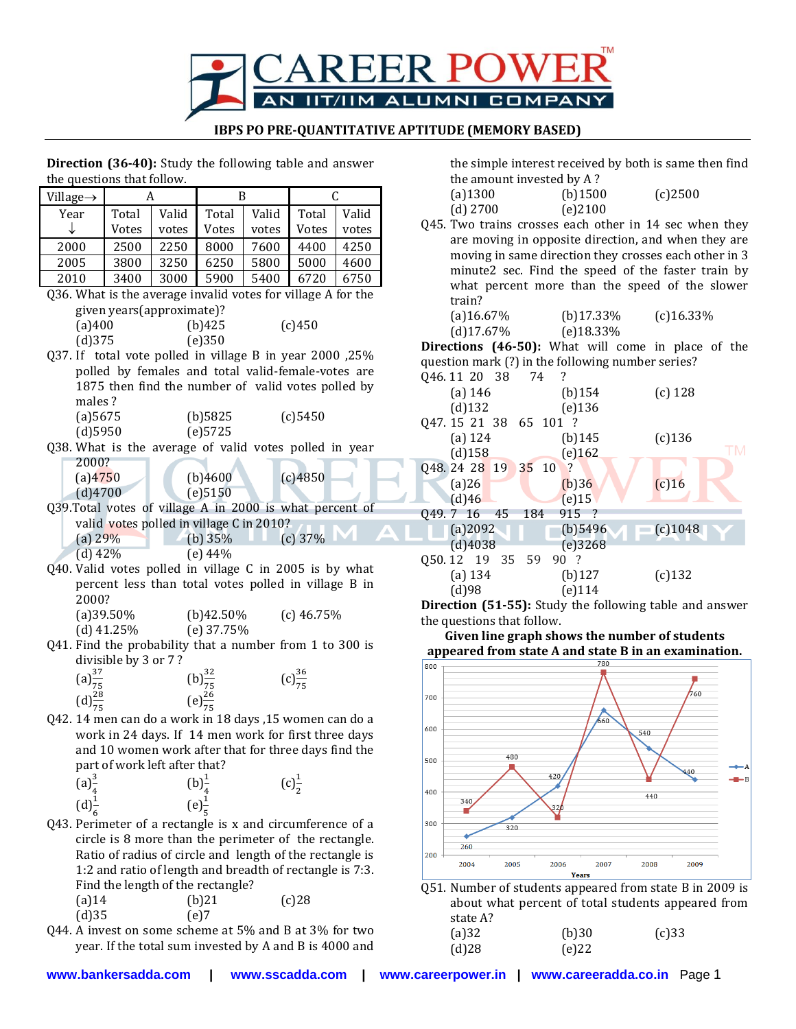# IBPS PO PRE-QUANTITATIVE APTITUDE (MEMORY BASED)

**Direction (36-40):** Study the following table and answer the questions that follow.

| Village→ | A | | B | | C | |
|---|---|---|---|---|---|---|
| Year ↓ | Total Votes | Valid votes | Total Votes | Valid votes | Total Votes | Valid votes |
| 2000 | 2500 | 2250 | 8000 | 7600 | 4400 | 4250 |
| 2005 | 3800 | 3250 | 6250 | 5800 | 5000 | 4600 |
| 2010 | 3400 | 3000 | 5900 | 5400 | 6720 | 6750 |

Q36. What is the average invalid votes for village A for the given years(approximate)?
(a)400 (b)425 (c)450
(d)375 (e)350

Q37. If total vote polled in village B in year 2000 ,25% polled by females and total valid-female-votes are 1875 then find the number of valid votes polled by males ?
(a)5675 (b)5825 (c)5450
(d)5950 (e)5725

Q38. What is the average of valid votes polled in year 2000?
(a)4750 (b)4600 (c)4850
(d)4700 (e)5150

Q39.Total votes of village A in 2000 is what percent of valid votes polled in village C in 2010?
(a) 29% (b) 35% (c) 37%
(d) 42% (e) 44%

Q40. Valid votes polled in village C in 2005 is by what percent less than total votes polled in village B in 2000?
(a)39.50% (b)42.50% (c) 46.75%
(d) 41.25% (e) 37.75%

Q41. Find the probability that a number from 1 to 300 is divisible by 3 or 7 ?
(a)$\frac{37}{75}$ (b)$\frac{32}{75}$ (c)$\frac{36}{75}$
(d)$\frac{28}{75}$ (e)$\frac{26}{75}$

Q42. 14 men can do a work in 18 days ,15 women can do a work in 24 days. If 14 men work for first three days and 10 women work after that for three days find the part of work left after that?
(a)$\frac{3}{4}$ (b)$\frac{1}{4}$ (c)$\frac{1}{2}$
(d)$\frac{1}{6}$ (e)$\frac{1}{5}$

Q43. Perimeter of a rectangle is x and circumference of a circle is 8 more than the perimeter of the rectangle. Ratio of radius of circle and length of the rectangle is 1:2 and ratio of length and breadth of rectangle is 7:3. Find the length of the rectangle?
(a)14 (b)21 (c)28
(d)35 (e)7

Q44. A invest on some scheme at 5% and B at 3% for two year. If the total sum invested by A and B is 4000 and the simple interest received by both is same then find the amount invested by A ?
(a)1300 (b)1500 (c)2500
(d) 2700 (e)2100

Q45. Two trains crosses each other in 14 sec when they are moving in opposite direction, and when they are moving in same direction they crosses each other in 3 minute2 sec. Find the speed of the faster train by what percent more than the speed of the slower train?
(a)16.67% (b)17.33% (c)16.33%
(d)17.67% (e)18.33%

**Directions (46-50):** What will come in place of the question mark (?) in the following number series?

Q46. 11 20 38 74 ?
(a) 146 (b)154 (c) 128
(d)132 (e)136

Q47. 15 21 38 65 101 ?
(a) 124 (b)145 (c)136
(d)158 (e)162

Q48. 24 28 19 35 10 ?
(a)26 (b)36 (c)16
(d)46 (e)15

Q49. 7 16 45 184 915 ?
(a)2092 (b)5496 (c)1048
(d)4038 (e)3268

Q50. 12 19 35 59 90 ?
(a) 134 (b)127 (c)132
(d)98 (e)114

**Direction (51-55):** Study the following table and answer the questions that follow.

**Given line graph shows the number of students appeared from state A and state B in an examination.**

| Years | A | B |
|---|---|---|
| 2004 | 260 | 340 |
| 2005 | 320 | 480 |
| 2006 | 420 | 320 |
| 2007 | 660 | 780 |
| 2008 | 540 | 440 |
| 2009 | 440 | 760 |

Q51. Number of students appeared from state B in 2009 is about what percent of total students appeared from state A?
(a)32 (b)30 (c)33
(d)28 (e)22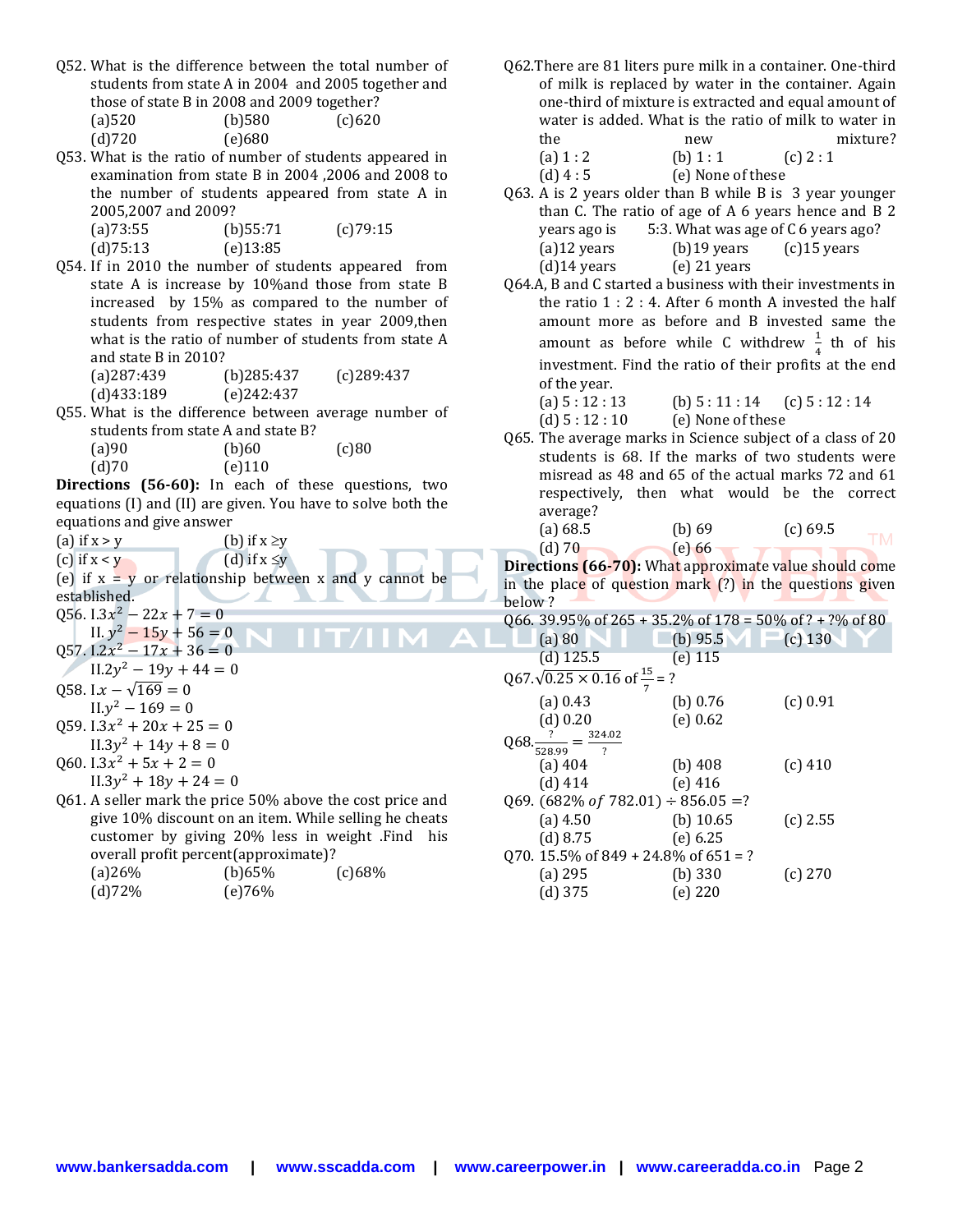Q52. What is the difference between the total number of students from state A in 2004 and 2005 together and those of state B in 2008 and 2009 together?

(a)520 (b)580 (c)620
(d)720 (e)680

Q53. What is the ratio of number of students appeared in examination from state B in 2004 ,2006 and 2008 to the number of students appeared from state A in 2005,2007 and 2009?

(a)73:55 (b)55:71 (c)79:15
(d)75:13 (e)13:85

Q54. If in 2010 the number of students appeared from state A is increase by 10%and those from state B increased by 15% as compared to the number of students from respective states in year 2009,then what is the ratio of number of students from state A and state B in 2010?

(a)287:439 (b)285:437 (c)289:437
(d)433:189 (e)242:437

Q55. What is the difference between average number of students from state A and state B?

(a)90 (b)60 (c)80
(d)70 (e)110

**Directions (56-60):** In each of these questions, two equations (I) and (II) are given. You have to solve both the equations and give answer

(a) if x > y (b) if x ≥y
(c) if x < y (d) if x ≤y
(e) if x = y or relationship between x and y cannot be established.

Q56. I. $3x^2 - 22x + 7 = 0$
II. $y^2 - 15y + 56 = 0$

Q57. I. $2x^2 - 17x + 36 = 0$
II. $2y^2 - 19y + 44 = 0$

Q58. I. $x - \sqrt{169} = 0$
II. $y^2 - 169 = 0$

Q59. I. $3x^2 + 20x + 25 = 0$
II. $3y^2 + 14y + 8 = 0$

Q60. I. $3x^2 + 5x + 2 = 0$
II. $3y^2 + 18y + 24 = 0$

Q61. A seller mark the price 50% above the cost price and give 10% discount on an item. While selling he cheats customer by giving 20% less in weight .Find his overall profit percent(approximate)?

(a)26% (b)65% (c)68%
(d)72% (e)76%

Q62. There are 81 liters pure milk in a container. One-third of milk is replaced by water in the container. Again one-third of mixture is extracted and equal amount of water is added. What is the ratio of milk to water in the new mixture?

(a) 1 : 2 (b) 1 : 1 (c) 2 : 1
(d) 4 : 5 (e) None of these

Q63. A is 2 years older than B while B is 3 year younger than C. The ratio of age of A 6 years hence and B 2 years ago is 5:3. What was age of C 6 years ago?

(a)12 years (b)19 years (c)15 years
(d)14 years (e) 21 years

Q64. A, B and C started a business with their investments in the ratio 1 : 2 : 4. After 6 month A invested the half amount more as before and B invested same the amount as before while C withdrew $\frac{1}{4}$ th of his investment. Find the ratio of their profits at the end of the year.

(a) 5 : 12 : 13 (b) 5 : 11 : 14 (c) 5 : 12 : 14
(d) 5 : 12 : 10 (e) None of these

Q65. The average marks in Science subject of a class of 20 students is 68. If the marks of two students were misread as 48 and 65 of the actual marks 72 and 61 respectively, then what would be the correct average?

(a) 68.5 (b) 69 (c) 69.5
(d) 70 (e) 66

**Directions (66-70):** What approximate value should come in the place of question mark (?) in the questions given below ?

Q66. 39.95% of 265 + 35.2% of 178 = 50% of ? + ?% of 80

(a) 80 (b) 95.5 (c) 130
(d) 125.5 (e) 115

Q67. $\sqrt{0.25 \times 0.16}$ of $\frac{15}{7}$ = ?

(a) 0.43 (b) 0.76 (c) 0.91
(d) 0.20 (e) 0.62

Q68. $\frac{?}{528.99} = \frac{324.02}{?}$

(a) 404 (b) 408 (c) 410
(d) 414 (e) 416

Q69. (682% *of* 782.01) ÷ 856.05 =?

(a) 4.50 (b) 10.65 (c) 2.55
(d) 8.75 (e) 6.25

Q70. 15.5% of 849 + 24.8% of 651 = ?

(a) 295 (b) 330 (c) 270
(d) 375 (e) 220